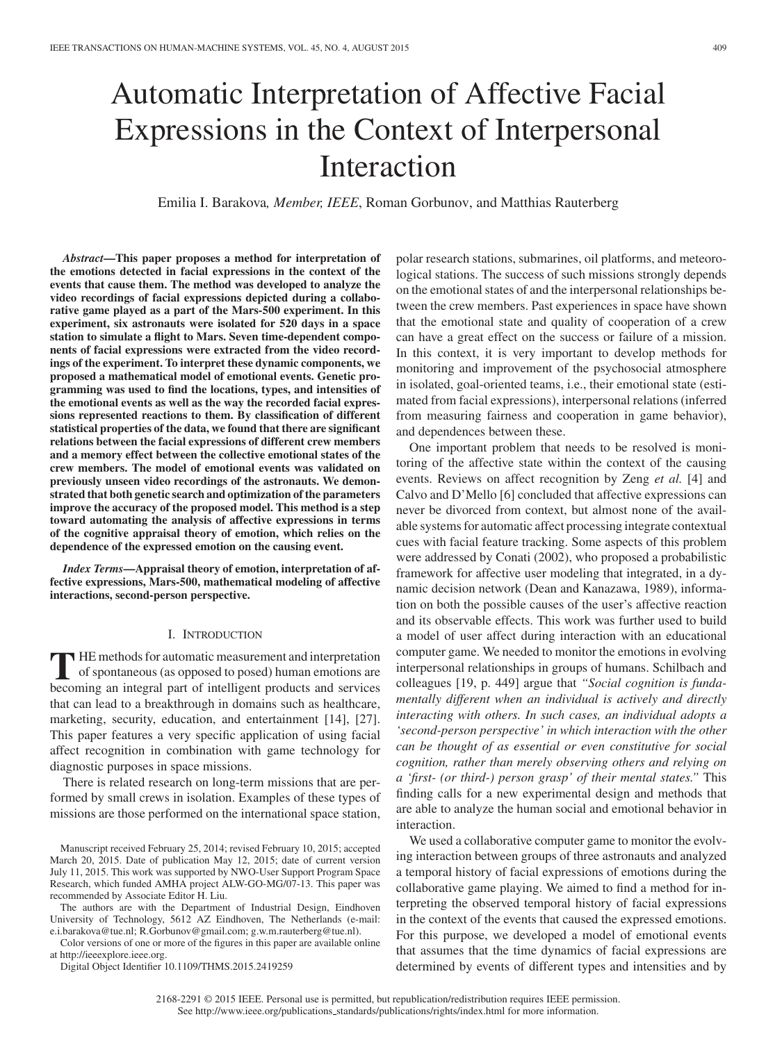# Automatic Interpretation of Affective Facial Expressions in the Context of Interpersonal Interaction

Emilia I. Barakova, *Member, IEEE*, Roman Gorbunov, and Matthias Rauterberg

***Abstract*—This paper proposes a method for interpretation of the emotions detected in facial expressions in the context of the events that cause them. The method was developed to analyze the video recordings of facial expressions depicted during a collaborative game played as a part of the Mars-500 experiment. In this experiment, six astronauts were isolated for 520 days in a space station to simulate a flight to Mars. Seven time-dependent components of facial expressions were extracted from the video recordings of the experiment. To interpret these dynamic components, we proposed a mathematical model of emotional events. Genetic programming was used to find the locations, types, and intensities of the emotional events as well as the way the recorded facial expressions represented reactions to them. By classification of different statistical properties of the data, we found that there are significant relations between the facial expressions of different crew members and a memory effect between the collective emotional states of the crew members. The model of emotional events was validated on previously unseen video recordings of the astronauts. We demonstrated that both genetic search and optimization of the parameters improve the accuracy of the proposed model. This method is a step toward automating the analysis of affective expressions in terms of the cognitive appraisal theory of emotion, which relies on the dependence of the expressed emotion on the causing event.**

***Index Terms*—Appraisal theory of emotion, interpretation of affective expressions, Mars-500, mathematical modeling of affective interactions, second-person perspective.**

## I. Introduction

The methods for automatic measurement and interpretation of spontaneous (as opposed to posed) human emotions are becoming an integral part of intelligent products and services that can lead to a breakthrough in domains such as healthcare, marketing, security, education, and entertainment [14], [27]. This paper features a very specific application of using facial affect recognition in combination with game technology for diagnostic purposes in space missions.

There is related research on long-term missions that are performed by small crews in isolation. Examples of these types of missions are those performed on the international space station, polar research stations, submarines, oil platforms, and meteorological stations. The success of such missions strongly depends on the emotional states of and the interpersonal relationships between the crew members. Past experiences in space have shown that the emotional state and quality of cooperation of a crew can have a great effect on the success or failure of a mission. In this context, it is very important to develop methods for monitoring and improvement of the psychosocial atmosphere in isolated, goal-oriented teams, i.e., their emotional state (estimated from facial expressions), interpersonal relations (inferred from measuring fairness and cooperation in game behavior), and dependences between these.

One important problem that needs to be resolved is monitoring of the affective state within the context of the causing events. Reviews on affect recognition by Zeng *et al.* [4] and Calvo and D'Mello [6] concluded that affective expressions can never be divorced from context, but almost none of the available systems for automatic affect processing integrate contextual cues with facial feature tracking. Some aspects of this problem were addressed by Conati (2002), who proposed a probabilistic framework for affective user modeling that integrated, in a dynamic decision network (Dean and Kanazawa, 1989), information on both the possible causes of the user's affective reaction and its observable effects. This work was further used to build a model of user affect during interaction with an educational computer game. We needed to monitor the emotions in evolving interpersonal relationships in groups of humans. Schilbach and colleagues [19, p. 449] argue that *"Social cognition is fundamentally different when an individual is actively and directly interacting with others. In such cases, an individual adopts a 'second-person perspective' in which interaction with the other can be thought of as essential or even constitutive for social cognition, rather than merely observing others and relying on a 'first- (or third-) person grasp' of their mental states."* This finding calls for a new experimental design and methods that are able to analyze the human social and emotional behavior in interaction.

We used a collaborative computer game to monitor the evolving interaction between groups of three astronauts and analyzed a temporal history of facial expressions of emotions during the collaborative game playing. We aimed to find a method for interpreting the observed temporal history of facial expressions in the context of the events that caused the expressed emotions. For this purpose, we developed a model of emotional events that assumes that the time dynamics of facial expressions are determined by events of different types and intensities and by

Manuscript received February 25, 2014; revised February 10, 2015; accepted March 20, 2015. Date of publication May 12, 2015; date of current version July 11, 2015. This work was supported by NWO-User Support Program Space Research, which funded AMHA project ALW-GO-MG/07-13. This paper was recommended by Associate Editor H. Liu.

The authors are with the Department of Industrial Design, Eindhoven University of Technology, 5612 AZ Eindhoven, The Netherlands (e-mail: e.i.barakova@tue.nl; R.Gorbunov@gmail.com; g.w.m.rauterberg@tue.nl).

Color versions of one or more of the figures in this paper are available online at http://ieeexplore.ieee.org.

Digital Object Identifier 10.1109/THMS.2015.2419259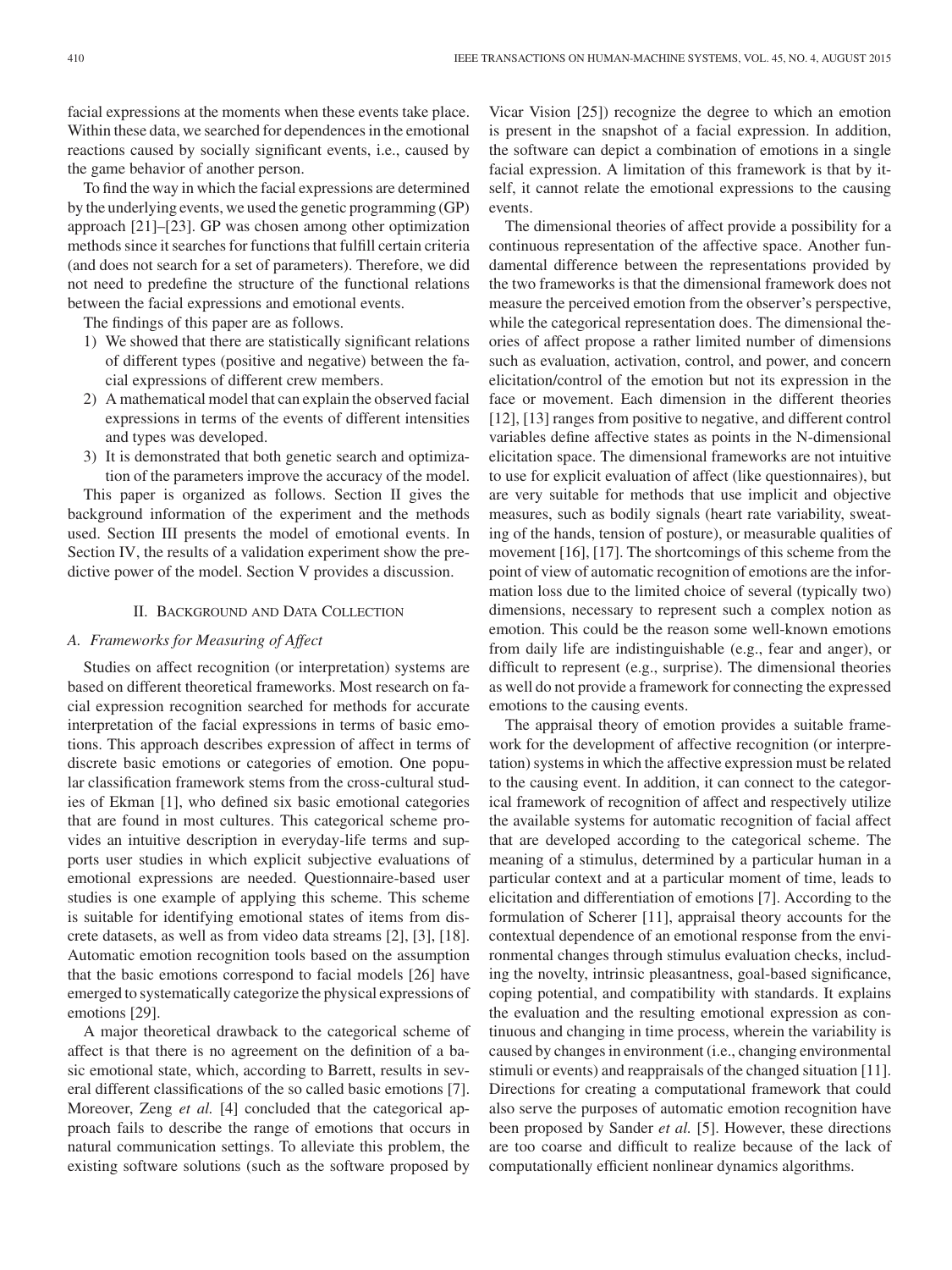facial expressions at the moments when these events take place. Within these data, we searched for dependences in the emotional reactions caused by socially significant events, i.e., caused by the game behavior of another person.

To find the way in which the facial expressions are determined by the underlying events, we used the genetic programming (GP) approach [21]–[23]. GP was chosen among other optimization methods since it searches for functions that fulfill certain criteria (and does not search for a set of parameters). Therefore, we did not need to predefine the structure of the functional relations between the facial expressions and emotional events.

The findings of this paper are as follows.

1) We showed that there are statistically significant relations of different types (positive and negative) between the facial expressions of different crew members.
2) A mathematical model that can explain the observed facial expressions in terms of the events of different intensities and types was developed.
3) It is demonstrated that both genetic search and optimization of the parameters improve the accuracy of the model.

This paper is organized as follows. Section II gives the background information of the experiment and the methods used. Section III presents the model of emotional events. In Section IV, the results of a validation experiment show the predictive power of the model. Section V provides a discussion.

## II. Background and Data Collection

### A. Frameworks for Measuring of Affect

Studies on affect recognition (or interpretation) systems are based on different theoretical frameworks. Most research on facial expression recognition searched for methods for accurate interpretation of the facial expressions in terms of basic emotions. This approach describes expression of affect in terms of discrete basic emotions or categories of emotion. One popular classification framework stems from the cross-cultural studies of Ekman [1], who defined six basic emotional categories that are found in most cultures. This categorical scheme provides an intuitive description in everyday-life terms and supports user studies in which explicit subjective evaluations of emotional expressions are needed. Questionnaire-based user studies is one example of applying this scheme. This scheme is suitable for identifying emotional states of items from discrete datasets, as well as from video data streams [2], [3], [18]. Automatic emotion recognition tools based on the assumption that the basic emotions correspond to facial models [26] have emerged to systematically categorize the physical expressions of emotions [29].

A major theoretical drawback to the categorical scheme of affect is that there is no agreement on the definition of a basic emotional state, which, according to Barrett, results in several different classifications of the so called basic emotions [7]. Moreover, Zeng *et al.* [4] concluded that the categorical approach fails to describe the range of emotions that occurs in natural communication settings. To alleviate this problem, the existing software solutions (such as the software proposed by Vicar Vision [25]) recognize the degree to which an emotion is present in the snapshot of a facial expression. In addition, the software can depict a combination of emotions in a single facial expression. A limitation of this framework is that by itself, it cannot relate the emotional expressions to the causing events.

The dimensional theories of affect provide a possibility for a continuous representation of the affective space. Another fundamental difference between the representations provided by the two frameworks is that the dimensional framework does not measure the perceived emotion from the observer's perspective, while the categorical representation does. The dimensional theories of affect propose a rather limited number of dimensions such as evaluation, activation, control, and power, and concern elicitation/control of the emotion but not its expression in the face or movement. Each dimension in the different theories [12], [13] ranges from positive to negative, and different control variables define affective states as points in the N-dimensional elicitation space. The dimensional frameworks are not intuitive to use for explicit evaluation of affect (like questionnaires), but are very suitable for methods that use implicit and objective measures, such as bodily signals (heart rate variability, sweating of the hands, tension of posture), or measurable qualities of movement [16], [17]. The shortcomings of this scheme from the point of view of automatic recognition of emotions are the information loss due to the limited choice of several (typically two) dimensions, necessary to represent such a complex notion as emotion. This could be the reason some well-known emotions from daily life are indistinguishable (e.g., fear and anger), or difficult to represent (e.g., surprise). The dimensional theories as well do not provide a framework for connecting the expressed emotions to the causing events.

The appraisal theory of emotion provides a suitable framework for the development of affective recognition (or interpretation) systems in which the affective expression must be related to the causing event. In addition, it can connect to the categorical framework of recognition of affect and respectively utilize the available systems for automatic recognition of facial affect that are developed according to the categorical scheme. The meaning of a stimulus, determined by a particular human in a particular context and at a particular moment of time, leads to elicitation and differentiation of emotions [7]. According to the formulation of Scherer [11], appraisal theory accounts for the contextual dependence of an emotional response from the environmental changes through stimulus evaluation checks, including the novelty, intrinsic pleasantness, goal-based significance, coping potential, and compatibility with standards. It explains the evaluation and the resulting emotional expression as continuous and changing in time process, wherein the variability is caused by changes in environment (i.e., changing environmental stimuli or events) and reappraisals of the changed situation [11]. Directions for creating a computational framework that could also serve the purposes of automatic emotion recognition have been proposed by Sander *et al.* [5]. However, these directions are too coarse and difficult to realize because of the lack of computationally efficient nonlinear dynamics algorithms.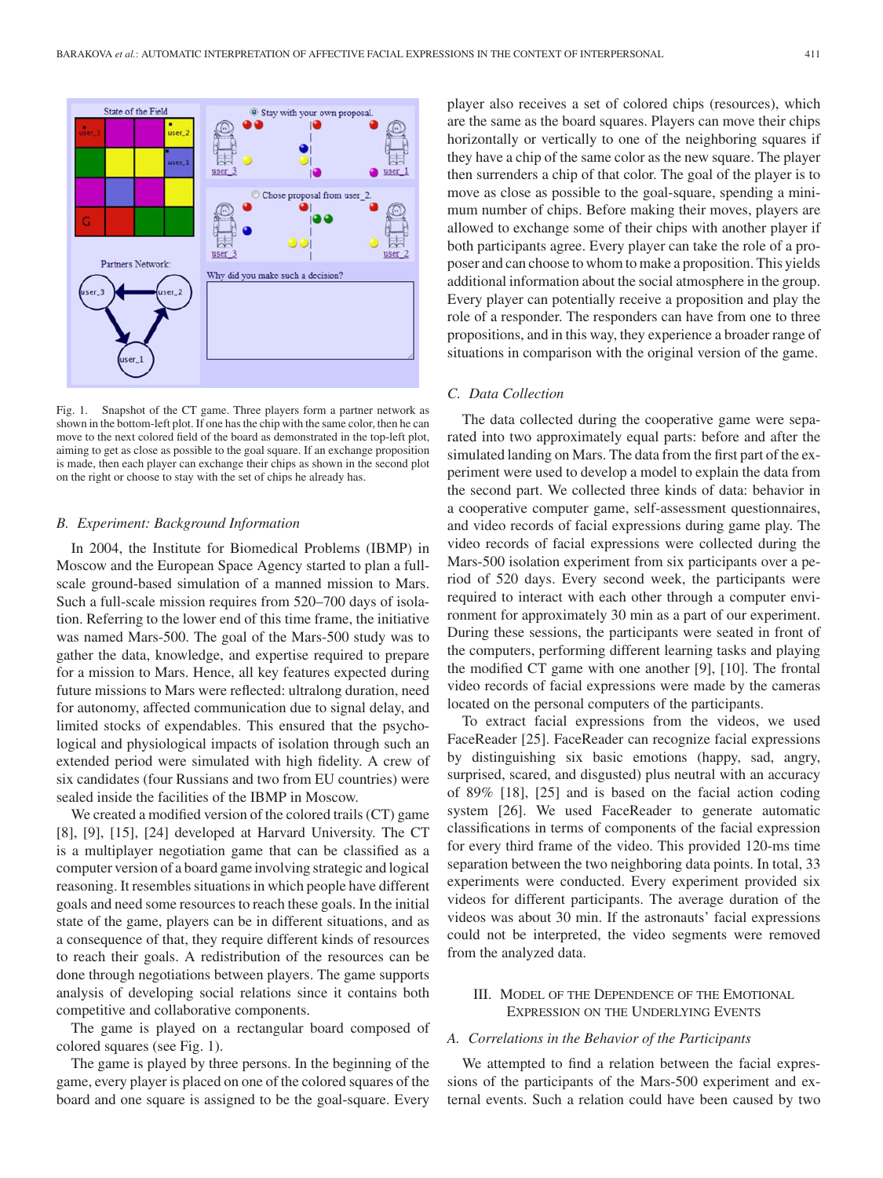Fig. 1. Snapshot of the CT game. Three players form a partner network as shown in the bottom-left plot. If one has the chip with the same color, then he can move to the next colored field of the board as demonstrated in the top-left plot, aiming to get as close as possible to the goal square. If an exchange proposition is made, then each player can exchange their chips as shown in the second plot on the right or choose to stay with the set of chips he already has.

### B. Experiment: Background Information

In 2004, the Institute for Biomedical Problems (IBMP) in Moscow and the European Space Agency started to plan a full-scale ground-based simulation of a manned mission to Mars. Such a full-scale mission requires from 520–700 days of isolation. Referring to the lower end of this time frame, the initiative was named Mars-500. The goal of the Mars-500 study was to gather the data, knowledge, and expertise required to prepare for a mission to Mars. Hence, all key features expected during future missions to Mars were reflected: ultralong duration, need for autonomy, affected communication due to signal delay, and limited stocks of expendables. This ensured that the psychological and physiological impacts of isolation through such an extended period were simulated with high fidelity. A crew of six candidates (four Russians and two from EU countries) were sealed inside the facilities of the IBMP in Moscow.

We created a modified version of the colored trails (CT) game [8], [9], [15], [24] developed at Harvard University. The CT is a multiplayer negotiation game that can be classified as a computer version of a board game involving strategic and logical reasoning. It resembles situations in which people have different goals and need some resources to reach these goals. In the initial state of the game, players can be in different situations, and as a consequence of that, they require different kinds of resources to reach their goals. A redistribution of the resources can be done through negotiations between players. The game supports analysis of developing social relations since it contains both competitive and collaborative components.

The game is played on a rectangular board composed of colored squares (see Fig. 1).

The game is played by three persons. In the beginning of the game, every player is placed on one of the colored squares of the board and one square is assigned to be the goal-square. Every player also receives a set of colored chips (resources), which are the same as the board squares. Players can move their chips horizontally or vertically to one of the neighboring squares if they have a chip of the same color as the new square. The player then surrenders a chip of that color. The goal of the player is to move as close as possible to the goal-square, spending a minimum number of chips. Before making their moves, players are allowed to exchange some of their chips with another player if both participants agree. Every player can take the role of a proposer and can choose to whom to make a proposition. This yields additional information about the social atmosphere in the group. Every player can potentially receive a proposition and play the role of a responder. The responders can have from one to three propositions, and in this way, they experience a broader range of situations in comparison with the original version of the game.

### C. Data Collection

The data collected during the cooperative game were separated into two approximately equal parts: before and after the simulated landing on Mars. The data from the first part of the experiment were used to develop a model to explain the data from the second part. We collected three kinds of data: behavior in a cooperative computer game, self-assessment questionnaires, and video records of facial expressions during game play. The video records of facial expressions were collected during the Mars-500 isolation experiment from six participants over a period of 520 days. Every second week, the participants were required to interact with each other through a computer environment for approximately 30 min as a part of our experiment. During these sessions, the participants were seated in front of the computers, performing different learning tasks and playing the modified CT game with one another [9], [10]. The frontal video records of facial expressions were made by the cameras located on the personal computers of the participants.

To extract facial expressions from the videos, we used FaceReader [25]. FaceReader can recognize facial expressions by distinguishing six basic emotions (happy, sad, angry, surprised, scared, and disgusted) plus neutral with an accuracy of 89% [18], [25] and is based on the facial action coding system [26]. We used FaceReader to generate automatic classifications in terms of components of the facial expression for every third frame of the video. This provided 120-ms time separation between the two neighboring data points. In total, 33 experiments were conducted. Every experiment provided six videos for different participants. The average duration of the videos was about 30 min. If the astronauts' facial expressions could not be interpreted, the video segments were removed from the analyzed data.

## III. Model of the Dependence of the Emotional Expression on the Underlying Events

### A. Correlations in the Behavior of the Participants

We attempted to find a relation between the facial expressions of the participants of the Mars-500 experiment and external events. Such a relation could have been caused by two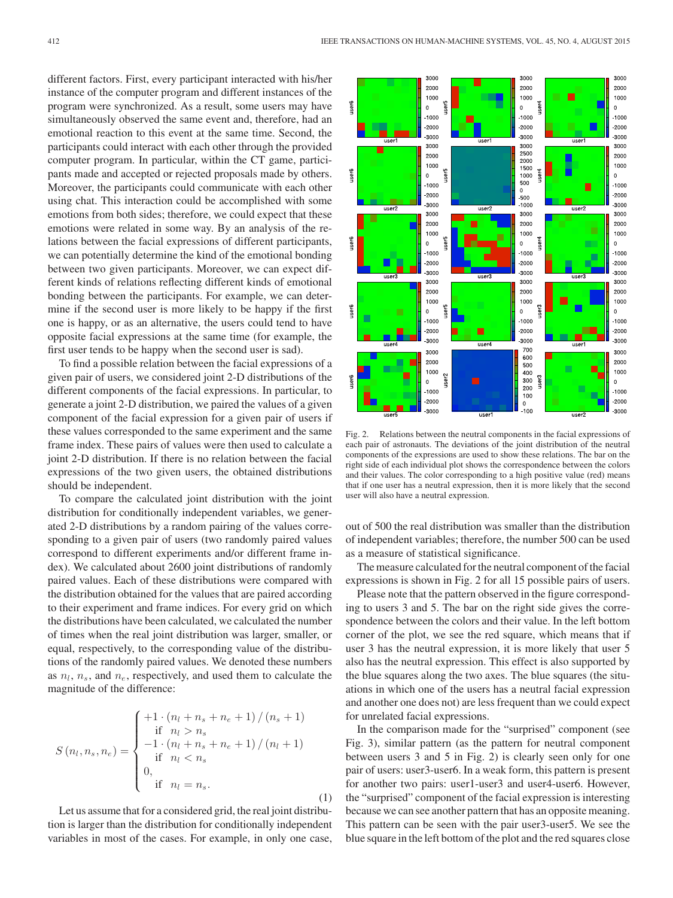different factors. First, every participant interacted with his/her instance of the computer program and different instances of the program were synchronized. As a result, some users may have simultaneously observed the same event and, therefore, had an emotional reaction to this event at the same time. Second, the participants could interact with each other through the provided computer program. In particular, within the CT game, participants made and accepted or rejected proposals made by others. Moreover, the participants could communicate with each other using chat. This interaction could be accomplished with some emotions from both sides; therefore, we could expect that these emotions were related in some way. By an analysis of the relations between the facial expressions of different participants, we can potentially determine the kind of the emotional bonding between two given participants. Moreover, we can expect different kinds of relations reflecting different kinds of emotional bonding between the participants. For example, we can determine if the second user is more likely to be happy if the first one is happy, or as an alternative, the users could tend to have opposite facial expressions at the same time (for example, the first user tends to be happy when the second user is sad).

To find a possible relation between the facial expressions of a given pair of users, we considered joint 2-D distributions of the different components of the facial expressions. In particular, to generate a joint 2-D distribution, we paired the values of a given component of the facial expression for a given pair of users if these values corresponded to the same experiment and the same frame index. These pairs of values were then used to calculate a joint 2-D distribution. If there is no relation between the facial expressions of the two given users, the obtained distributions should be independent.

To compare the calculated joint distribution with the joint distribution for conditionally independent variables, we generated 2-D distributions by a random pairing of the values corresponding to a given pair of users (two randomly paired values correspond to different experiments and/or different frame index). We calculated about 2600 joint distributions of randomly paired values. Each of these distributions were compared with the distribution obtained for the values that are paired according to their experiment and frame indices. For every grid on which the distributions have been calculated, we calculated the number of times when the real joint distribution was larger, smaller, or equal, respectively, to the corresponding value of the distributions of the randomly paired values. We denoted these numbers as $n_l$, $n_s$, and $n_e$, respectively, and used them to calculate the magnitude of the difference:

$$
S(n_l, n_s, n_e) = \begin{cases} +1 \cdot (n_l + n_s + n_e + 1) / (n_s + 1) \\ \quad \text{if} \quad n_l > n_s \\ -1 \cdot (n_l + n_s + n_e + 1) / (n_l + 1) \\ \quad \text{if} \quad n_l < n_s \\ 0, \\ \quad \text{if} \quad n_l = n_s. \end{cases} \tag{1}
$$

Let us assume that for a considered grid, the real joint distribution is larger than the distribution for conditionally independent variables in most of the cases. For example, in only one case, out of 500 the real distribution was smaller than the distribution of independent variables; therefore, the number 500 can be used as a measure of statistical significance.

Fig. 2. Relations between the neutral components in the facial expressions of each pair of astronauts. The deviations of the joint distribution of the neutral components of the expressions are used to show these relations. The bar on the right side of each individual plot shows the correspondence between the colors and their values. The color corresponding to a high positive value (red) means that if one user has a neutral expression, then it is more likely that the second user will also have a neutral expression.

The measure calculated for the neutral component of the facial expressions is shown in Fig. 2 for all 15 possible pairs of users.

Please note that the pattern observed in the figure corresponding to users 3 and 5. The bar on the right side gives the correspondence between the colors and their value. In the left bottom corner of the plot, we see the red square, which means that if user 3 has the neutral expression, it is more likely that user 5 also has the neutral expression. This effect is also supported by the blue squares along the two axes. The blue squares (the situations in which one of the users has a neutral facial expression and another one does not) are less frequent than we could expect for unrelated facial expressions.

In the comparison made for the "surprised" component (see Fig. 3), similar pattern (as the pattern for neutral component between users 3 and 5 in Fig. 2) is clearly seen only for one pair of users: user3-user6. In a weak form, this pattern is present for another two pairs: user1-user3 and user4-user6. However, the "surprised" component of the facial expression is interesting because we can see another pattern that has an opposite meaning. This pattern can be seen with the pair user3-user5. We see the blue square in the left bottom of the plot and the red squares close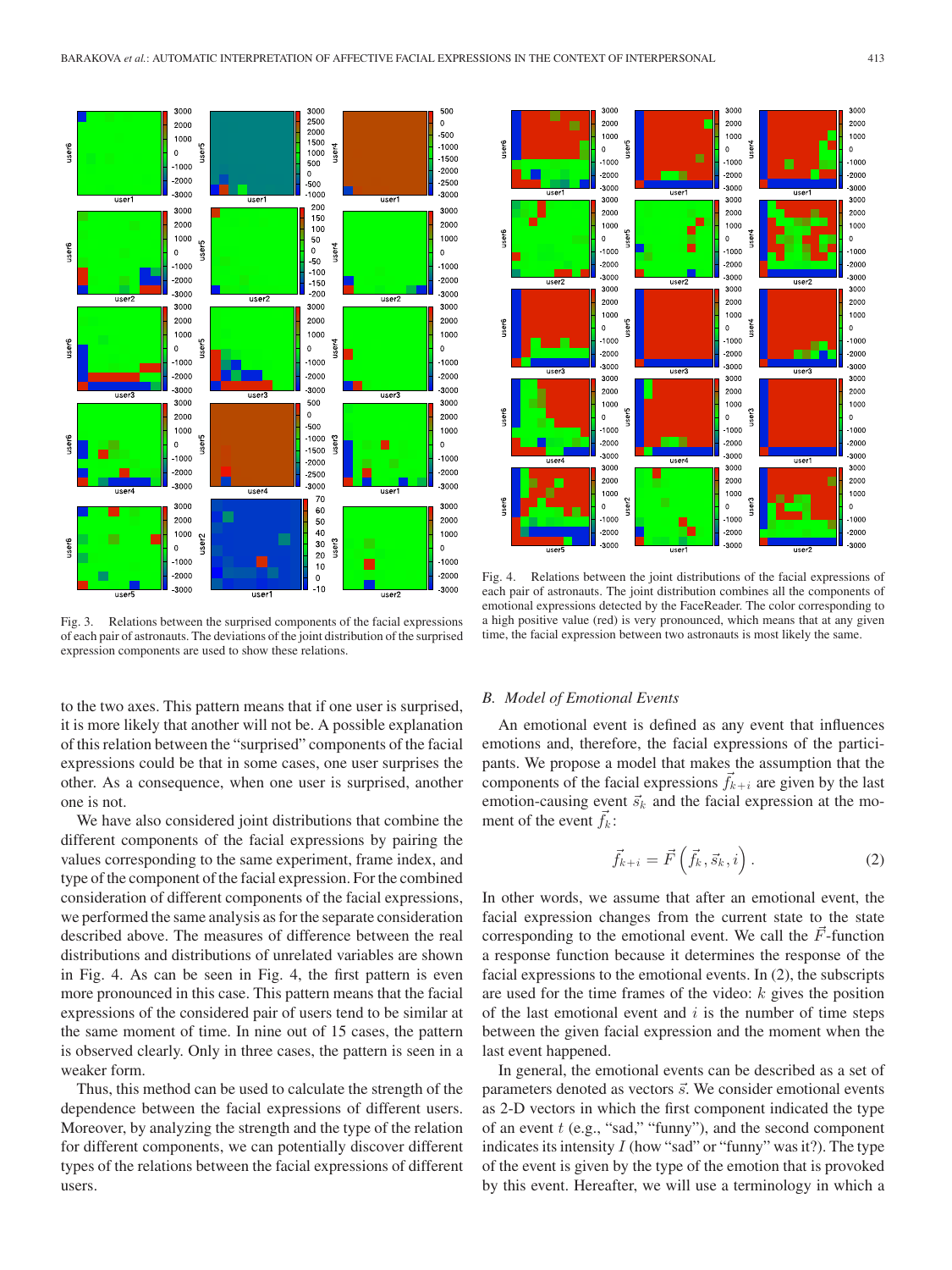Fig. 3. Relations between the surprised components of the facial expressions of each pair of astronauts. The deviations of the joint distribution of the surprised expression components are used to show these relations.

Fig. 4. Relations between the joint distributions of the facial expressions of each pair of astronauts. The joint distribution combines all the components of emotional expressions detected by the FaceReader. The color corresponding to a high positive value (red) is very pronounced, which means that at any given time, the facial expression between two astronauts is most likely the same.

to the two axes. This pattern means that if one user is surprised, it is more likely that another will not be. A possible explanation of this relation between the "surprised" components of the facial expressions could be that in some cases, one user surprises the other. As a consequence, when one user is surprised, another one is not.

We have also considered joint distributions that combine the different components of the facial expressions by pairing the values corresponding to the same experiment, frame index, and type of the component of the facial expression. For the combined consideration of different components of the facial expressions, we performed the same analysis as for the separate consideration described above. The measures of difference between the real distributions and distributions of unrelated variables are shown in Fig. 4. As can be seen in Fig. 4, the first pattern is even more pronounced in this case. This pattern means that the facial expressions of the considered pair of users tend to be similar at the same moment of time. In nine out of 15 cases, the pattern is observed clearly. Only in three cases, the pattern is seen in a weaker form.

Thus, this method can be used to calculate the strength of the dependence between the facial expressions of different users. Moreover, by analyzing the strength and the type of the relation for different components, we can potentially discover different types of the relations between the facial expressions of different users.

### *B. Model of Emotional Events*

An emotional event is defined as any event that influences emotions and, therefore, the facial expressions of the participants. We propose a model that makes the assumption that the components of the facial expressions $\vec{f}_{k+i}$ are given by the last emotion-causing event $\vec{s}_k$ and the facial expression at the moment of the event $\vec{f}_k$:

$$\vec{f}_{k+i} = \vec{F}\left(\vec{f}_k, \vec{s}_k, i\right). \tag{2}$$

In other words, we assume that after an emotional event, the facial expression changes from the current state to the state corresponding to the emotional event. We call the $\vec{F}$-function a response function because it determines the response of the facial expressions to the emotional events. In (2), the subscripts are used for the time frames of the video: $k$ gives the position of the last emotional event and $i$ is the number of time steps between the given facial expression and the moment when the last event happened.

In general, the emotional events can be described as a set of parameters denoted as vectors $\vec{s}$. We consider emotional events as 2-D vectors in which the first component indicated the type of an event $t$ (e.g., "sad," "funny"), and the second component indicates its intensity $I$ (how "sad" or "funny" was it?). The type of the event is given by the type of the emotion that is provoked by this event. Hereafter, we will use a terminology in which a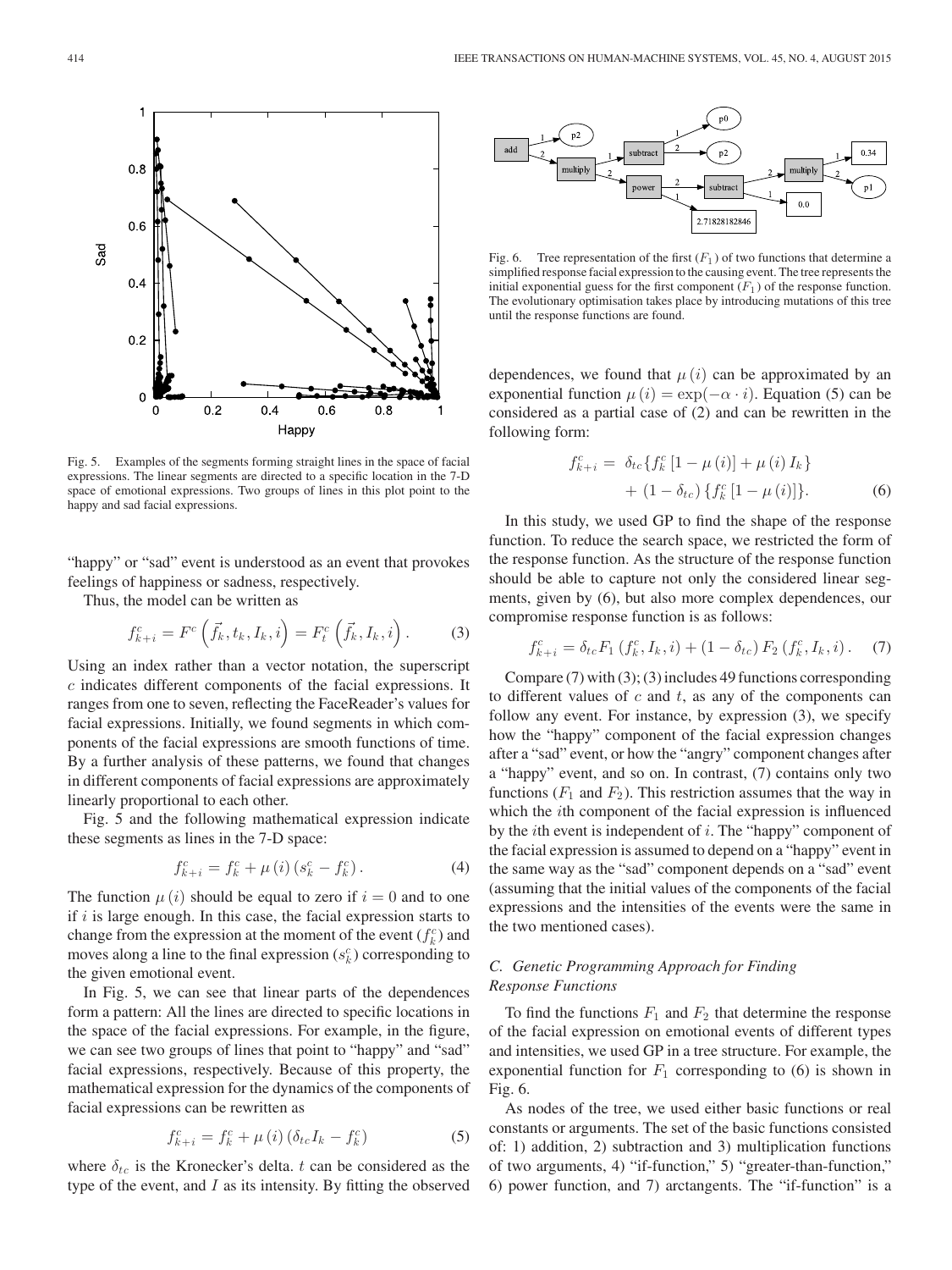Fig. 5. Examples of the segments forming straight lines in the space of facial expressions. The linear segments are directed to a specific location in the 7-D space of emotional expressions. Two groups of lines in this plot point to the happy and sad facial expressions.

"happy" or "sad" event is understood as an event that provokes feelings of happiness or sadness, respectively.

Thus, the model can be written as

$$f_{k+i}^c = F^c\left(\vec{f}_k, t_k, I_k, i\right) = F_t^c\left(\vec{f}_k, I_k, i\right). \tag{3}$$

Using an index rather than a vector notation, the superscript $c$ indicates different components of the facial expressions. It ranges from one to seven, reflecting the FaceReader's values for facial expressions. Initially, we found segments in which components of the facial expressions are smooth functions of time. By a further analysis of these patterns, we found that changes in different components of facial expressions are approximately linearly proportional to each other.

Fig. 5 and the following mathematical expression indicate these segments as lines in the 7-D space:

$$f_{k+i}^c = f_k^c + \mu(i)\left(s_k^c - f_k^c\right). \tag{4}$$

The function $\mu(i)$ should be equal to zero if $i = 0$ and to one if $i$ is large enough. In this case, the facial expression starts to change from the expression at the moment of the event ($f_k^c$) and moves along a line to the final expression ($s_k^c$) corresponding to the given emotional event.

In Fig. 5, we can see that linear parts of the dependences form a pattern: All the lines are directed to specific locations in the space of the facial expressions. For example, in the figure, we can see two groups of lines that point to "happy" and "sad" facial expressions, respectively. Because of this property, the mathematical expression for the dynamics of the components of facial expressions can be rewritten as

$$f_{k+i}^c = f_k^c + \mu(i)\left(\delta_{tc} I_k - f_k^c\right) \tag{5}$$

where $\delta_{tc}$ is the Kronecker's delta. $t$ can be considered as the type of the event, and $I$ as its intensity. By fitting the observed dependences, we found that $\mu(i)$ can be approximated by an exponential function $\mu(i) = \exp(-\alpha \cdot i)$. Equation (5) can be considered as a partial case of (2) and can be rewritten in the following form:

$$\begin{aligned} f_{k+i}^c = \; & \delta_{tc}\{f_k^c\left[1 - \mu(i)\right] + \mu(i) I_k\} \\ & + (1 - \delta_{tc})\{f_k^c\left[1 - \mu(i)\right]\}. \end{aligned} \tag{6}$$

In this study, we used GP to find the shape of the response function. To reduce the search space, we restricted the form of the response function. As the structure of the response function should be able to capture not only the considered linear segments, given by (6), but also more complex dependences, our compromise response function is as follows:

$$f_{k+i}^c = \delta_{tc} F_1\left(f_k^c, I_k, i\right) + (1 - \delta_{tc}) F_2\left(f_k^c, I_k, i\right). \tag{7}$$

Compare (7) with (3); (3) includes 49 functions corresponding to different values of $c$ and $t$, as any of the components can follow any event. For instance, by expression (3), we specify how the "happy" component of the facial expression changes after a "sad" event, or how the "angry" component changes after a "happy" event, and so on. In contrast, (7) contains only two functions ($F_1$ and $F_2$). This restriction assumes that the way in which the $i$th component of the facial expression is influenced by the $i$th event is independent of $i$. The "happy" component of the facial expression is assumed to depend on a "happy" event in the same way as the "sad" component depends on a "sad" event (assuming that the initial values of the components of the facial expressions and the intensities of the events were the same in the two mentioned cases).

Fig. 6. Tree representation of the first ($F_1$) of two functions that determine a simplified response facial expression to the causing event. The tree represents the initial exponential guess for the first component ($F_1$) of the response function. The evolutionary optimisation takes place by introducing mutations of this tree until the response functions are found.

### C. Genetic Programming Approach for Finding Response Functions

To find the functions $F_1$ and $F_2$ that determine the response of the facial expression on emotional events of different types and intensities, we used GP in a tree structure. For example, the exponential function for $F_1$ corresponding to (6) is shown in Fig. 6.

As nodes of the tree, we used either basic functions or real constants or arguments. The set of the basic functions consisted of: 1) addition, 2) subtraction and 3) multiplication functions of two arguments, 4) "if-function," 5) "greater-than-function," 6) power function, and 7) arctangents. The "if-function" is a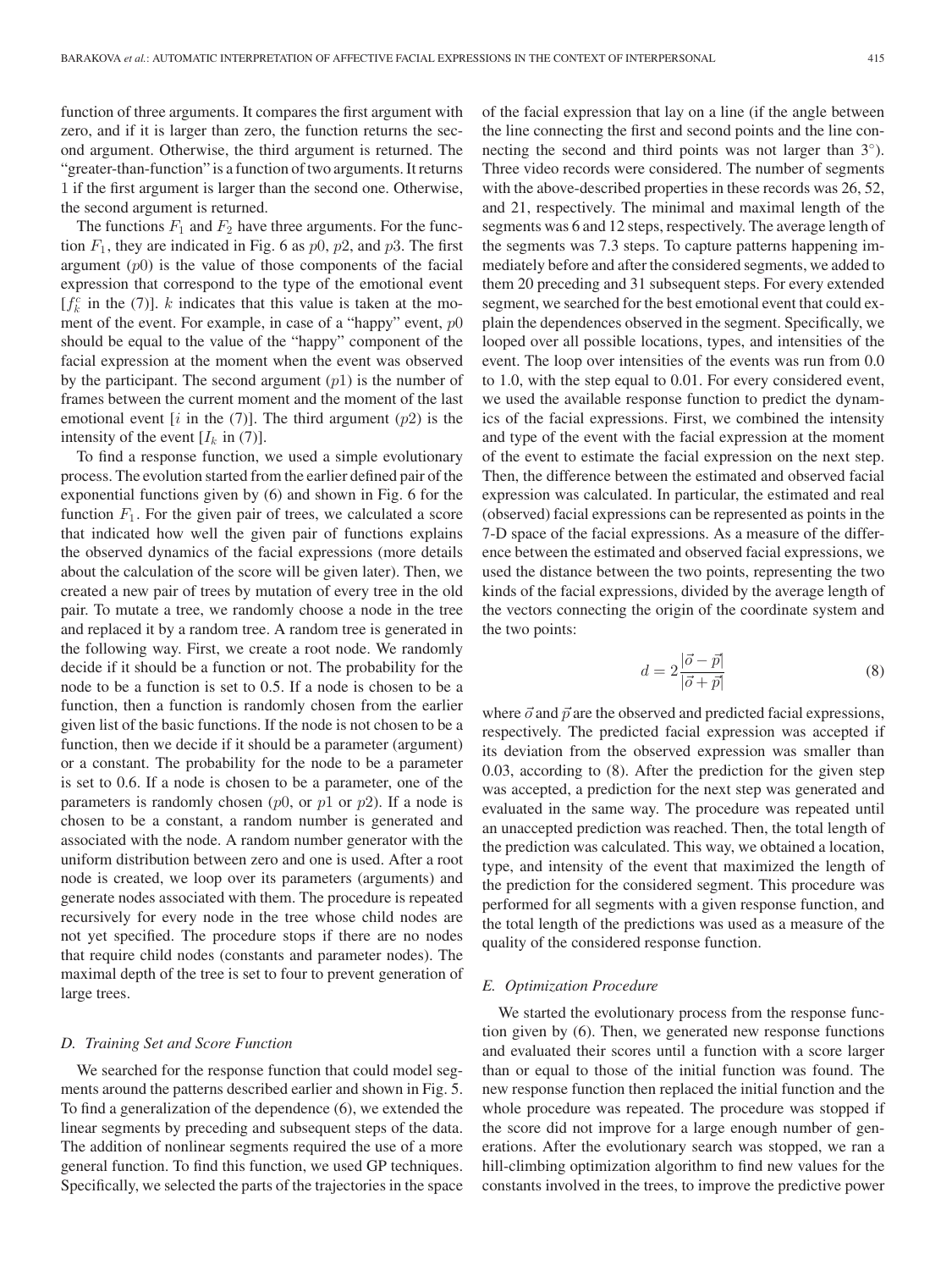function of three arguments. It compares the first argument with zero, and if it is larger than zero, the function returns the second argument. Otherwise, the third argument is returned. The "greater-than-function" is a function of two arguments. It returns 1 if the first argument is larger than the second one. Otherwise, the second argument is returned.

The functions $F_1$ and $F_2$ have three arguments. For the function $F_1$, they are indicated in Fig. 6 as $p0$, $p2$, and $p3$. The first argument ($p0$) is the value of those components of the facial expression that correspond to the type of the emotional event [$f_k^c$ in the (7)]. $k$ indicates that this value is taken at the moment of the event. For example, in case of a "happy" event, $p0$ should be equal to the value of the "happy" component of the facial expression at the moment when the event was observed by the participant. The second argument ($p1$) is the number of frames between the current moment and the moment of the last emotional event [$i$ in the (7)]. The third argument ($p2$) is the intensity of the event [$I_k$ in (7)].

To find a response function, we used a simple evolutionary process. The evolution started from the earlier defined pair of the exponential functions given by (6) and shown in Fig. 6 for the function $F_1$. For the given pair of trees, we calculated a score that indicated how well the given pair of functions explains the observed dynamics of the facial expressions (more details about the calculation of the score will be given later). Then, we created a new pair of trees by mutation of every tree in the old pair. To mutate a tree, we randomly choose a node in the tree and replaced it by a random tree. A random tree is generated in the following way. First, we create a root node. We randomly decide if it should be a function or not. The probability for the node to be a function is set to 0.5. If a node is chosen to be a function, then a function is randomly chosen from the earlier given list of the basic functions. If the node is not chosen to be a function, then we decide if it should be a parameter (argument) or a constant. The probability for the node to be a parameter is set to 0.6. If a node is chosen to be a parameter, one of the parameters is randomly chosen ($p0$, or $p1$ or $p2$). If a node is chosen to be a constant, a random number is generated and associated with the node. A random number generator with the uniform distribution between zero and one is used. After a root node is created, we loop over its parameters (arguments) and generate nodes associated with them. The procedure is repeated recursively for every node in the tree whose child nodes are not yet specified. The procedure stops if there are no nodes that require child nodes (constants and parameter nodes). The maximal depth of the tree is set to four to prevent generation of large trees.

### D. Training Set and Score Function

We searched for the response function that could model segments around the patterns described earlier and shown in Fig. 5. To find a generalization of the dependence (6), we extended the linear segments by preceding and subsequent steps of the data. The addition of nonlinear segments required the use of a more general function. To find this function, we used GP techniques. Specifically, we selected the parts of the trajectories in the space of the facial expression that lay on a line (if the angle between the line connecting the first and second points and the line connecting the second and third points was not larger than 3°). Three video records were considered. The number of segments with the above-described properties in these records was 26, 52, and 21, respectively. The minimal and maximal length of the segments was 6 and 12 steps, respectively. The average length of the segments was 7.3 steps. To capture patterns happening immediately before and after the considered segments, we added to them 20 preceding and 31 subsequent steps. For every extended segment, we searched for the best emotional event that could explain the dependences observed in the segment. Specifically, we looped over all possible locations, types, and intensities of the event. The loop over intensities of the events was run from 0.0 to 1.0, with the step equal to 0.01. For every considered event, we used the available response function to predict the dynamics of the facial expressions. First, we combined the intensity and type of the event with the facial expression at the moment of the event to estimate the facial expression on the next step. Then, the difference between the estimated and observed facial expression was calculated. In particular, the estimated and real (observed) facial expressions can be represented as points in the 7-D space of the facial expressions. As a measure of the difference between the estimated and observed facial expressions, we used the distance between the two points, representing the two kinds of the facial expressions, divided by the average length of the vectors connecting the origin of the coordinate system and the two points:

$$d = 2\frac{|\vec{o} - \vec{p}|}{|\vec{o} + \vec{p}|} \tag{8}$$

where $\vec{o}$ and $\vec{p}$ are the observed and predicted facial expressions, respectively. The predicted facial expression was accepted if its deviation from the observed expression was smaller than 0.03, according to (8). After the prediction for the given step was accepted, a prediction for the next step was generated and evaluated in the same way. The procedure was repeated until an unaccepted prediction was reached. Then, the total length of the prediction was calculated. This way, we obtained a location, type, and intensity of the event that maximized the length of the prediction for the considered segment. This procedure was performed for all segments with a given response function, and the total length of the predictions was used as a measure of the quality of the considered response function.

### E. Optimization Procedure

We started the evolutionary process from the response function given by (6). Then, we generated new response functions and evaluated their scores until a function with a score larger than or equal to those of the initial function was found. The new response function then replaced the initial function and the whole procedure was repeated. The procedure was stopped if the score did not improve for a large enough number of generations. After the evolutionary search was stopped, we ran a hill-climbing optimization algorithm to find new values for the constants involved in the trees, to improve the predictive power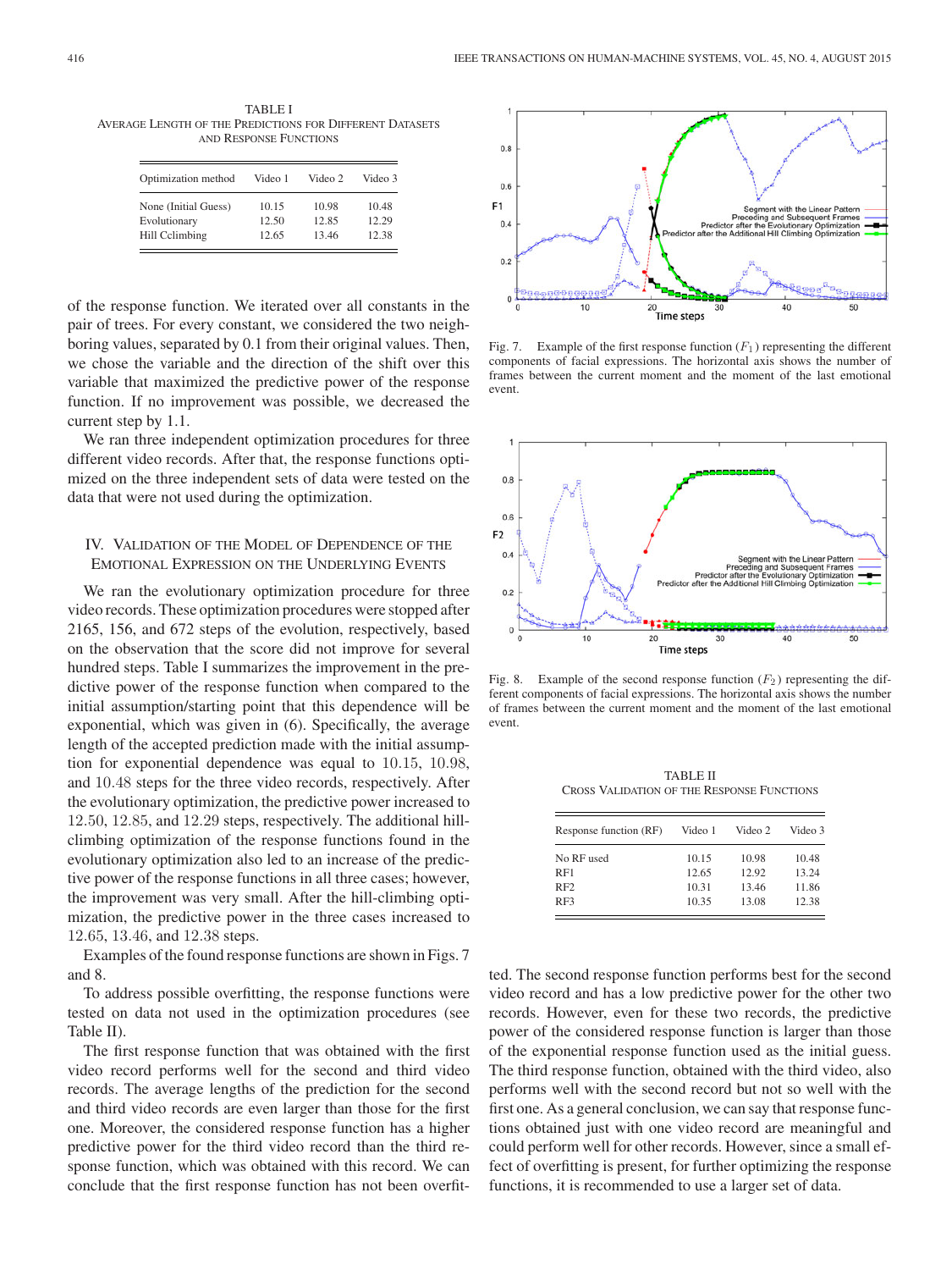TABLE I
AVERAGE LENGTH OF THE PREDICTIONS FOR DIFFERENT DATASETS AND RESPONSE FUNCTIONS

| Optimization method | Video 1 | Video 2 | Video 3 |
|---|---|---|---|
| None (Initial Guess) | 10.15 | 10.98 | 10.48 |
| Evolutionary | 12.50 | 12.85 | 12.29 |
| Hill Cclimbing | 12.65 | 13.46 | 12.38 |

of the response function. We iterated over all constants in the pair of trees. For every constant, we considered the two neighboring values, separated by 0.1 from their original values. Then, we chose the variable and the direction of the shift over this variable that maximized the predictive power of the response function. If no improvement was possible, we decreased the current step by 1.1.

We ran three independent optimization procedures for three different video records. After that, the response functions optimized on the three independent sets of data were tested on the data that were not used during the optimization.

## IV. Validation of the Model of Dependence of the Emotional Expression on the Underlying Events

We ran the evolutionary optimization procedure for three video records. These optimization procedures were stopped after 2165, 156, and 672 steps of the evolution, respectively, based on the observation that the score did not improve for several hundred steps. Table I summarizes the improvement in the predictive power of the response function when compared to the initial assumption/starting point that this dependence will be exponential, which was given in (6). Specifically, the average length of the accepted prediction made with the initial assumption for exponential dependence was equal to 10.15, 10.98, and 10.48 steps for the three video records, respectively. After the evolutionary optimization, the predictive power increased to 12.50, 12.85, and 12.29 steps, respectively. The additional hill-climbing optimization of the response functions found in the evolutionary optimization also led to an increase of the predictive power of the response functions in all three cases; however, the improvement was very small. After the hill-climbing optimization, the predictive power in the three cases increased to 12.65, 13.46, and 12.38 steps.

Examples of the found response functions are shown in Figs. 7 and 8.

To address possible overfitting, the response functions were tested on data not used in the optimization procedures (see Table II).

The first response function that was obtained with the first video record performs well for the second and third video records. The average lengths of the prediction for the second and third video records are even larger than those for the first one. Moreover, the considered response function has a higher predictive power for the third video record than the third response function, which was obtained with this record. We can conclude that the first response function has not been overfitted. The second response function performs best for the second video record and has a low predictive power for the other two records. However, even for these two records, the predictive power of the considered response function is larger than those of the exponential response function used as the initial guess. The third response function, obtained with the third video, also performs well with the second record but not so well with the first one. As a general conclusion, we can say that response functions obtained just with one video record are meaningful and could perform well for other records. However, since a small effect of overfitting is present, for further optimizing the response functions, it is recommended to use a larger set of data.

Fig. 7. Example of the first response function ($F_1$) representing the different components of facial expressions. The horizontal axis shows the number of frames between the current moment and the moment of the last emotional event.

Fig. 8. Example of the second response function ($F_2$) representing the different components of facial expressions. The horizontal axis shows the number of frames between the current moment and the moment of the last emotional event.

TABLE II
CROSS VALIDATION OF THE RESPONSE FUNCTIONS

| Response function (RF) | Video 1 | Video 2 | Video 3 |
|---|---|---|---|
| No RF used | 10.15 | 10.98 | 10.48 |
| RF1 | 12.65 | 12.92 | 13.24 |
| RF2 | 10.31 | 13.46 | 11.86 |
| RF3 | 10.35 | 13.08 | 12.38 |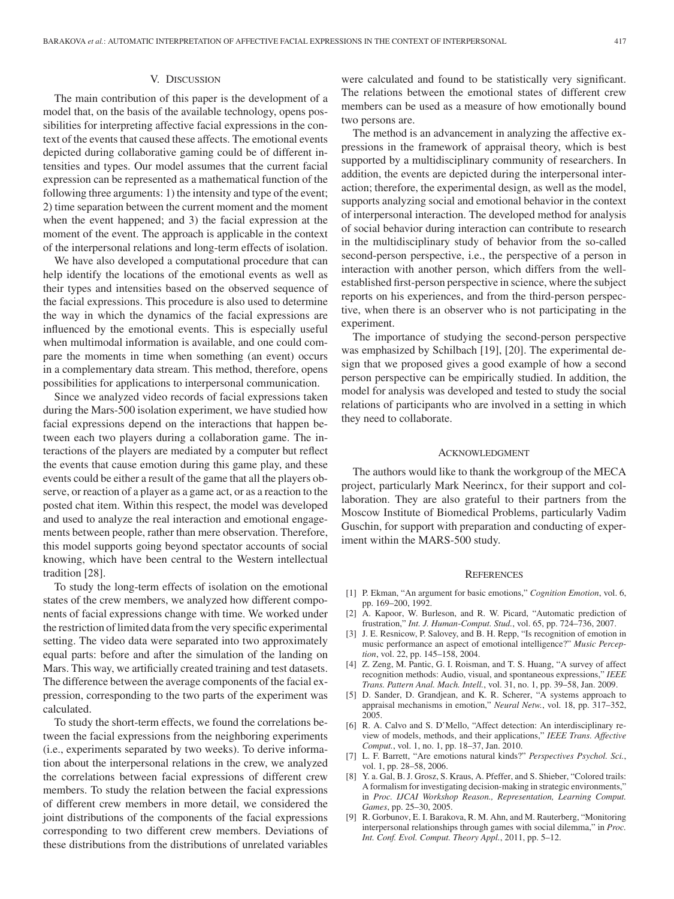## V. Discussion

The main contribution of this paper is the development of a model that, on the basis of the available technology, opens possibilities for interpreting affective facial expressions in the context of the events that caused these affects. The emotional events depicted during collaborative gaming could be of different intensities and types. Our model assumes that the current facial expression can be represented as a mathematical function of the following three arguments: 1) the intensity and type of the event; 2) time separation between the current moment and the moment when the event happened; and 3) the facial expression at the moment of the event. The approach is applicable in the context of the interpersonal relations and long-term effects of isolation.

We have also developed a computational procedure that can help identify the locations of the emotional events as well as their types and intensities based on the observed sequence of the facial expressions. This procedure is also used to determine the way in which the dynamics of the facial expressions are influenced by the emotional events. This is especially useful when multimodal information is available, and one could compare the moments in time when something (an event) occurs in a complementary data stream. This method, therefore, opens possibilities for applications to interpersonal communication.

Since we analyzed video records of facial expressions taken during the Mars-500 isolation experiment, we have studied how facial expressions depend on the interactions that happen between each two players during a collaboration game. The interactions of the players are mediated by a computer but reflect the events that cause emotion during this game play, and these events could be either a result of the game that all the players observe, or reaction of a player as a game act, or as a reaction to the posted chat item. Within this respect, the model was developed and used to analyze the real interaction and emotional engagements between people, rather than mere observation. Therefore, this model supports going beyond spectator accounts of social knowing, which have been central to the Western intellectual tradition [28].

To study the long-term effects of isolation on the emotional states of the crew members, we analyzed how different components of facial expressions change with time. We worked under the restriction of limited data from the very specific experimental setting. The video data were separated into two approximately equal parts: before and after the simulation of the landing on Mars. This way, we artificially created training and test datasets. The difference between the average components of the facial expression, corresponding to the two parts of the experiment was calculated.

To study the short-term effects, we found the correlations between the facial expressions from the neighboring experiments (i.e., experiments separated by two weeks). To derive information about the interpersonal relations in the crew, we analyzed the correlations between facial expressions of different crew members. To study the relation between the facial expressions of different crew members in more detail, we considered the joint distributions of the components of the facial expressions corresponding to two different crew members. Deviations of these distributions from the distributions of unrelated variables were calculated and found to be statistically very significant. The relations between the emotional states of different crew members can be used as a measure of how emotionally bound two persons are.

The method is an advancement in analyzing the affective expressions in the framework of appraisal theory, which is best supported by a multidisciplinary community of researchers. In addition, the events are depicted during the interpersonal interaction; therefore, the experimental design, as well as the model, supports analyzing social and emotional behavior in the context of interpersonal interaction. The developed method for analysis of social behavior during interaction can contribute to research in the multidisciplinary study of behavior from the so-called second-person perspective, i.e., the perspective of a person in interaction with another person, which differs from the well-established first-person perspective in science, where the subject reports on his experiences, and from the third-person perspective, when there is an observer who is not participating in the experiment.

The importance of studying the second-person perspective was emphasized by Schilbach [19], [20]. The experimental design that we proposed gives a good example of how a second person perspective can be empirically studied. In addition, the model for analysis was developed and tested to study the social relations of participants who are involved in a setting in which they need to collaborate.

## Acknowledgment

The authors would like to thank the workgroup of the MECA project, particularly Mark Neerincx, for their support and collaboration. They are also grateful to their partners from the Moscow Institute of Biomedical Problems, particularly Vadim Guschin, for support with preparation and conducting of experiment within the MARS-500 study.

## References

[1] P. Ekman, "An argument for basic emotions," *Cognition Emotion*, vol. 6, pp. 169–200, 1992.

[2] A. Kapoor, W. Burleson, and R. W. Picard, "Automatic prediction of frustration," *Int. J. Human-Comput. Stud.*, vol. 65, pp. 724–736, 2007.

[3] J. E. Resnicow, P. Salovey, and B. H. Repp, "Is recognition of emotion in music performance an aspect of emotional intelligence?" *Music Perception*, vol. 22, pp. 145–158, 2004.

[4] Z. Zeng, M. Pantic, G. I. Roisman, and T. S. Huang, "A survey of affect recognition methods: Audio, visual, and spontaneous expressions," *IEEE Trans. Pattern Anal. Mach. Intell.*, vol. 31, no. 1, pp. 39–58, Jan. 2009.

[5] D. Sander, D. Grandjean, and K. R. Scherer, "A systems approach to appraisal mechanisms in emotion," *Neural Netw.*, vol. 18, pp. 317–352, 2005.

[6] R. A. Calvo and S. D'Mello, "Affect detection: An interdisciplinary review of models, methods, and their applications," *IEEE Trans. Affective Comput.*, vol. 1, no. 1, pp. 18–37, Jan. 2010.

[7] L. F. Barrett, "Are emotions natural kinds?" *Perspectives Psychol. Sci.*, vol. 1, pp. 28–58, 2006.

[8] Y. a. Gal, B. J. Grosz, S. Kraus, A. Pfeffer, and S. Shieber, "Colored trails: A formalism for investigating decision-making in strategic environments," in *Proc. IJCAI Workshop Reason., Representation, Learning Comput. Games*, pp. 25–30, 2005.

[9] R. Gorbunov, E. I. Barakova, R. M. Ahn, and M. Rauterberg, "Monitoring interpersonal relationships through games with social dilemma," in *Proc. Int. Conf. Evol. Comput. Theory Appl.*, 2011, pp. 5–12.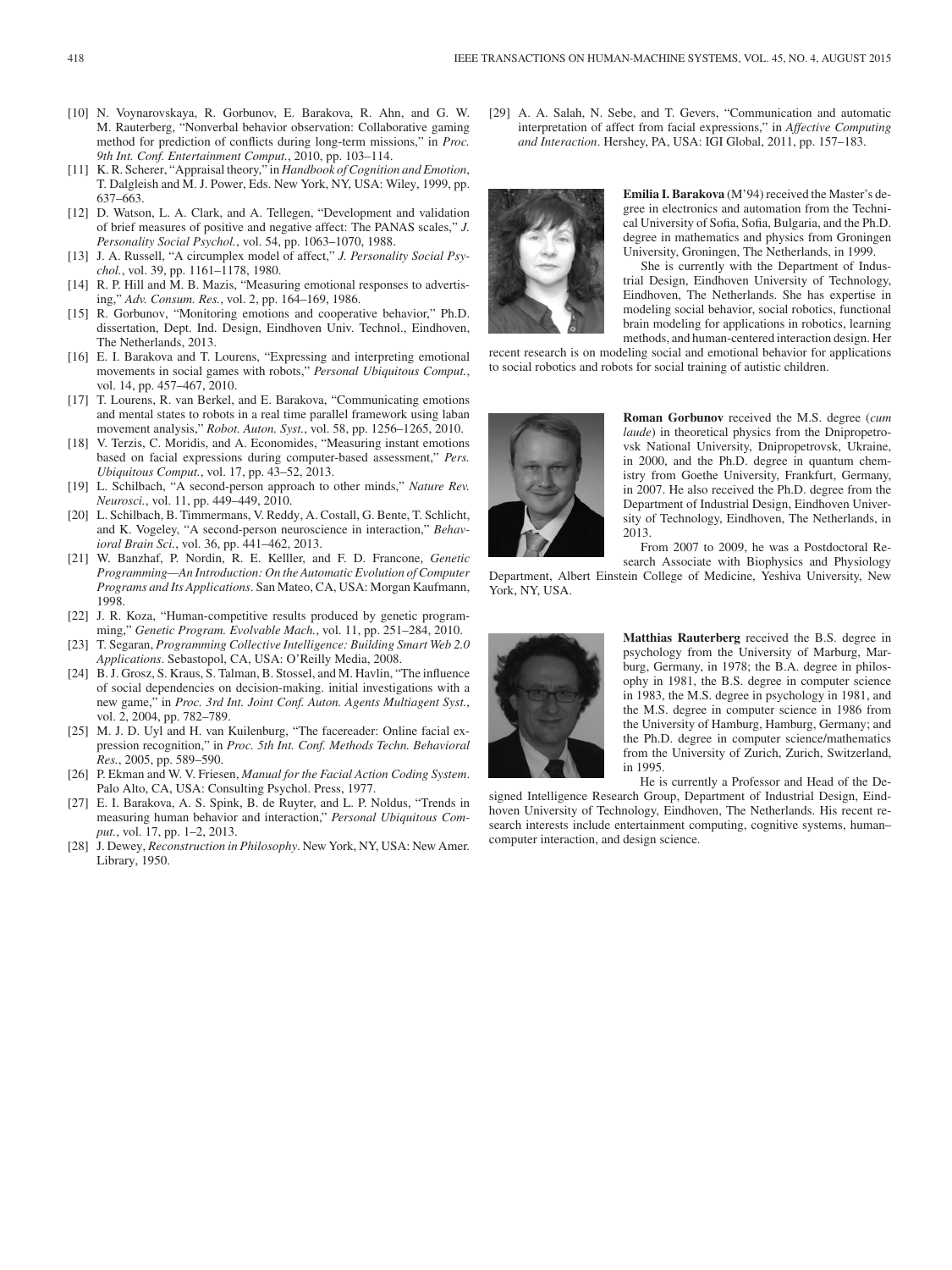[10] N. Voynarovskaya, R. Gorbunov, E. Barakova, R. Ahn, and G. W. M. Rauterberg, "Nonverbal behavior observation: Collaborative gaming method for prediction of conflicts during long-term missions," in *Proc. 9th Int. Conf. Entertainment Comput.*, 2010, pp. 103–114.

[11] K. R. Scherer, "Appraisal theory," in *Handbook of Cognition and Emotion*, T. Dalgleish and M. J. Power, Eds. New York, NY, USA: Wiley, 1999, pp. 637–663.

[12] D. Watson, L. A. Clark, and A. Tellegen, "Development and validation of brief measures of positive and negative affect: The PANAS scales," *J. Personality Social Psychol.*, vol. 54, pp. 1063–1070, 1988.

[13] J. A. Russell, "A circumplex model of affect," *J. Personality Social Psychol.*, vol. 39, pp. 1161–1178, 1980.

[14] R. P. Hill and M. B. Mazis, "Measuring emotional responses to advertising," *Adv. Consum. Res.*, vol. 2, pp. 164–169, 1986.

[15] R. Gorbunov, "Monitoring emotions and cooperative behavior," Ph.D. dissertation, Dept. Ind. Design, Eindhoven Univ. Technol., Eindhoven, The Netherlands, 2013.

[16] E. I. Barakova and T. Lourens, "Expressing and interpreting emotional movements in social games with robots," *Personal Ubiquitous Comput.*, vol. 14, pp. 457–467, 2010.

[17] T. Lourens, R. van Berkel, and E. Barakova, "Communicating emotions and mental states to robots in a real time parallel framework using laban movement analysis," *Robot. Auton. Syst.*, vol. 58, pp. 1256–1265, 2010.

[18] V. Terzis, C. Moridis, and A. Economides, "Measuring instant emotions based on facial expressions during computer-based assessment," *Pers. Ubiquitous Comput.*, vol. 17, pp. 43–52, 2013.

[19] L. Schilbach, "A second-person approach to other minds," *Nature Rev. Neurosci.*, vol. 11, pp. 449–449, 2010.

[20] L. Schilbach, B. Timmermans, V. Reddy, A. Costall, G. Bente, T. Schlicht, and K. Vogeley, "A second-person neuroscience in interaction," *Behavioral Brain Sci.*, vol. 36, pp. 441–462, 2013.

[21] W. Banzhaf, P. Nordin, R. E. Kelller, and F. D. Francone, *Genetic Programming—An Introduction: On the Automatic Evolution of Computer Programs and Its Applications*. San Mateo, CA, USA: Morgan Kaufmann, 1998.

[22] J. R. Koza, "Human-competitive results produced by genetic programming," *Genetic Program. Evolvable Mach.*, vol. 11, pp. 251–284, 2010.

[23] T. Segaran, *Programming Collective Intelligence: Building Smart Web 2.0 Applications*. Sebastopol, CA, USA: O'Reilly Media, 2008.

[24] B. J. Grosz, S. Kraus, S. Talman, B. Stossel, and M. Havlin, "The influence of social dependencies on decision-making. initial investigations with a new game," in *Proc. 3rd Int. Joint Conf. Auton. Agents Multiagent Syst.*, vol. 2, 2004, pp. 782–789.

[25] M. J. D. Uyl and H. van Kuilenburg, "The facereader: Online facial expression recognition," in *Proc. 5th Int. Conf. Methods Techn. Behavioral Res.*, 2005, pp. 589–590.

[26] P. Ekman and W. V. Friesen, *Manual for the Facial Action Coding System*. Palo Alto, CA, USA: Consulting Psychol. Press, 1977.

[27] E. I. Barakova, A. S. Spink, B. de Ruyter, and L. P. Noldus, "Trends in measuring human behavior and interaction," *Personal Ubiquitous Comput.*, vol. 17, pp. 1–2, 2013.

[28] J. Dewey, *Reconstruction in Philosophy*. New York, NY, USA: New Amer. Library, 1950.

[29] A. A. Salah, N. Sebe, and T. Gevers, "Communication and automatic interpretation of affect from facial expressions," in *Affective Computing and Interaction*. Hershey, PA, USA: IGI Global, 2011, pp. 157–183.

**Emilia I. Barakova** (M'94) received the Master's degree in electronics and automation from the Technical University of Sofia, Sofia, Bulgaria, and the Ph.D. degree in mathematics and physics from Groningen University, Groningen, The Netherlands, in 1999.

She is currently with the Department of Industrial Design, Eindhoven University of Technology, Eindhoven, The Netherlands. She has expertise in modeling social behavior, social robotics, functional brain modeling for applications in robotics, learning methods, and human-centered interaction design. Her recent research is on modeling social and emotional behavior for applications to social robotics and robots for social training of autistic children.

**Roman Gorbunov** received the M.S. degree (*cum laude*) in theoretical physics from the Dnipropetrovsk National University, Dnipropetrovsk, Ukraine, in 2000, and the Ph.D. degree in quantum chemistry from Goethe University, Frankfurt, Germany, in 2007. He also received the Ph.D. degree from the Department of Industrial Design, Eindhoven University of Technology, Eindhoven, The Netherlands, in 2013.

From 2007 to 2009, he was a Postdoctoral Research Associate with Biophysics and Physiology Department, Albert Einstein College of Medicine, Yeshiva University, New York, NY, USA.

**Matthias Rauterberg** received the B.S. degree in psychology from the University of Marburg, Marburg, Germany, in 1978; the B.A. degree in philosophy in 1981, the B.S. degree in computer science in 1983, the M.S. degree in psychology in 1981, and the M.S. degree in computer science in 1986 from the University of Hamburg, Hamburg, Germany; and the Ph.D. degree in computer science/mathematics from the University of Zurich, Zurich, Switzerland, in 1995.

He is currently a Professor and Head of the Designed Intelligence Research Group, Department of Industrial Design, Eindhoven University of Technology, Eindhoven, The Netherlands. His recent research interests include entertainment computing, cognitive systems, human–computer interaction, and design science.